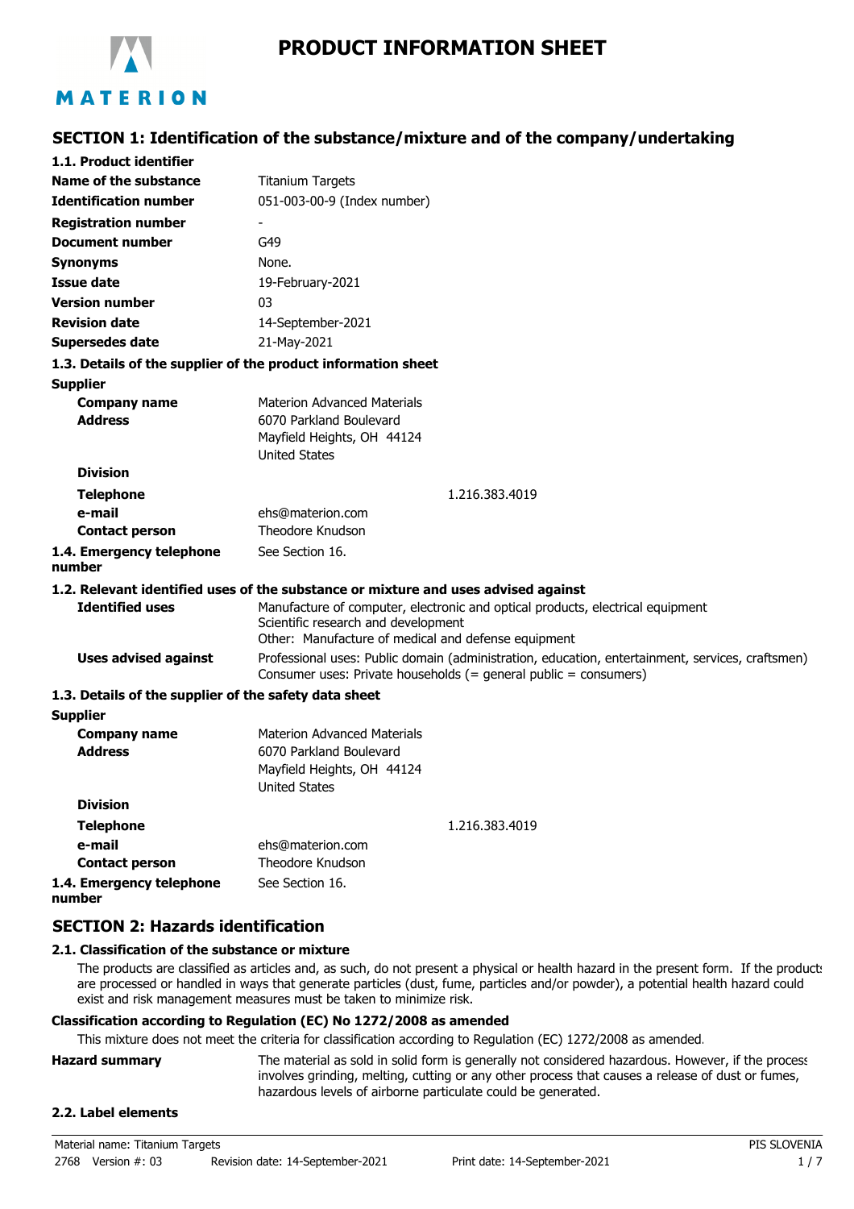MATERION

# PRODUCT INFORMATION SHEET

## SECTION 1: Identification of the substance/mixture and of the company/undertaking

### 1.1. Product identifier

| | |
|---|---|
| **Name of the substance** | Titanium Targets |
| **Identification number** | 051-003-00-9 (Index number) |
| **Registration number** | - |
| **Document number** | G49 |
| **Synonyms** | None. |
| **Issue date** | 19-February-2021 |
| **Version number** | 03 |
| **Revision date** | 14-September-2021 |
| **Supersedes date** | 21-May-2021 |

### 1.3. Details of the supplier of the product information sheet

**Supplier**

| | |
|---|---|
| **Company name** | Materion Advanced Materials |
| **Address** | 6070 Parkland Boulevard<br>Mayfield Heights, OH 44124<br>United States |
| **Division** | |
| **Telephone** | 1.216.383.4019 |
| **e-mail** | ehs@materion.com |
| **Contact person** | Theodore Knudson |
| **1.4. Emergency telephone number** | See Section 16. |

### 1.2. Relevant identified uses of the substance or mixture and uses advised against

| | |
|---|---|
| **Identified uses** | Manufacture of computer, electronic and optical products, electrical equipment<br>Scientific research and development<br>Other: Manufacture of medical and defense equipment |
| **Uses advised against** | Professional uses: Public domain (administration, education, entertainment, services, craftsmen)<br>Consumer uses: Private households (= general public = consumers) |

### 1.3. Details of the supplier of the safety data sheet

**Supplier**

| | |
|---|---|
| **Company name** | Materion Advanced Materials |
| **Address** | 6070 Parkland Boulevard<br>Mayfield Heights, OH 44124<br>United States |
| **Division** | |
| **Telephone** | 1.216.383.4019 |
| **e-mail** | ehs@materion.com |
| **Contact person** | Theodore Knudson |
| **1.4. Emergency telephone number** | See Section 16. |

## SECTION 2: Hazards identification

### 2.1. Classification of the substance or mixture

The products are classified as articles and, as such, do not present a physical or health hazard in the present form. If the products are processed or handled in ways that generate particles (dust, fume, particles and/or powder), a potential health hazard could exist and risk management measures must be taken to minimize risk.

**Classification according to Regulation (EC) No 1272/2008 as amended**

This mixture does not meet the criteria for classification according to Regulation (EC) 1272/2008 as amended.

**Hazard summary**

The material as sold in solid form is generally not considered hazardous. However, if the process involves grinding, melting, cutting or any other process that causes a release of dust or fumes, hazardous levels of airborne particulate could be generated.

### 2.2. Label elements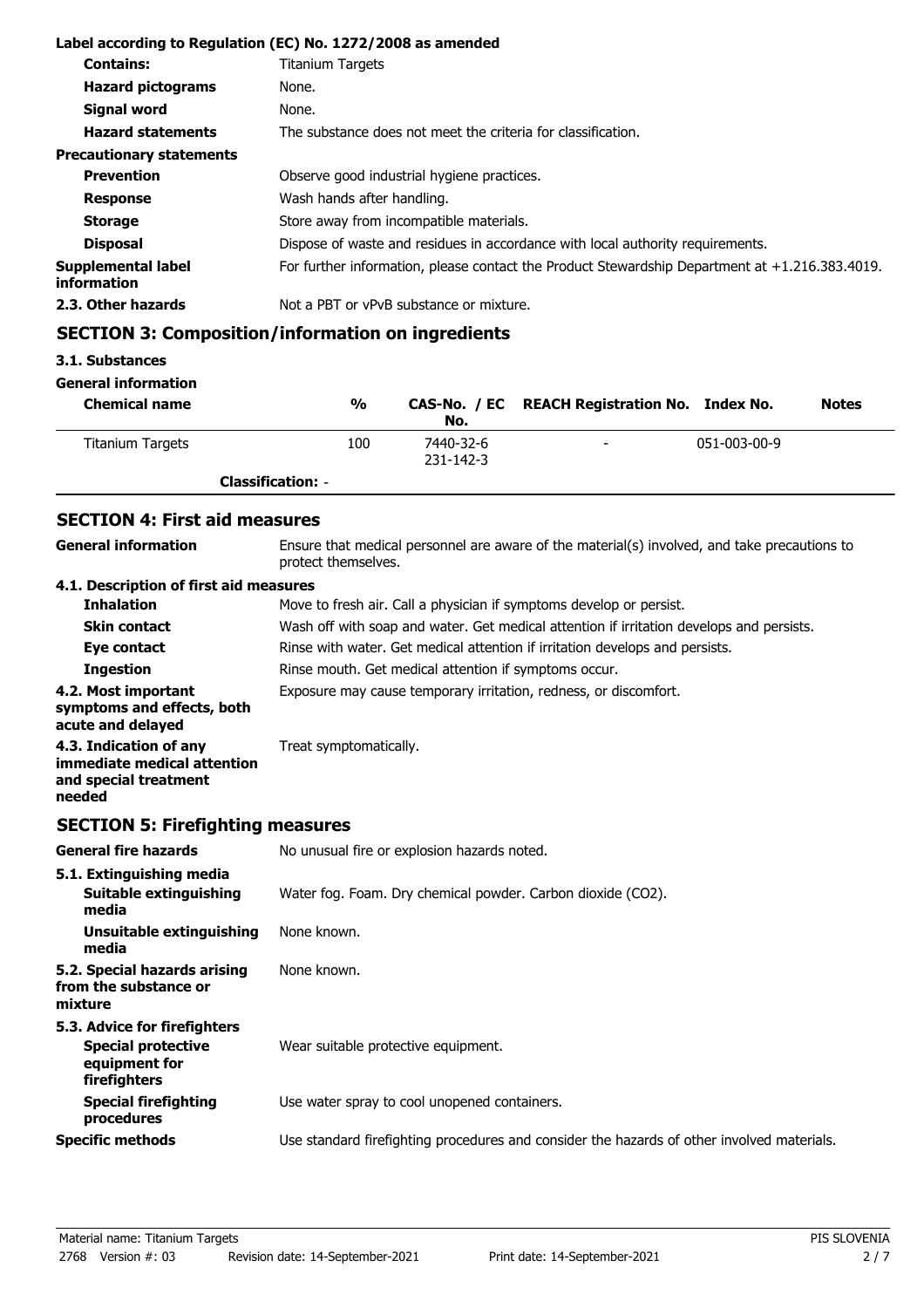**Label according to Regulation (EC) No. 1272/2008 as amended**

| | |
|---|---|
| **Contains:** | Titanium Targets |
| **Hazard pictograms** | None. |
| **Signal word** | None. |
| **Hazard statements** | The substance does not meet the criteria for classification. |
| **Precautionary statements** | |
| **Prevention** | Observe good industrial hygiene practices. |
| **Response** | Wash hands after handling. |
| **Storage** | Store away from incompatible materials. |
| **Disposal** | Dispose of waste and residues in accordance with local authority requirements. |
| **Supplemental label information** | For further information, please contact the Product Stewardship Department at +1.216.383.4019. |
| **2.3. Other hazards** | Not a PBT or vPvB substance or mixture. |

## SECTION 3: Composition/information on ingredients

### 3.1. Substances

**General information**

| Chemical name | % | CAS-No. / EC No. | REACH Registration No. | Index No. | Notes |
|---|---|---|---|---|---|
| Titanium Targets | 100 | 7440-32-6 231-142-3 | - | 051-003-00-9 | |
| **Classification:** - | | | | | |

## SECTION 4: First aid measures

| | |
|---|---|
| **General information** | Ensure that medical personnel are aware of the material(s) involved, and take precautions to protect themselves. |
| **4.1. Description of first aid measures** | |
| **Inhalation** | Move to fresh air. Call a physician if symptoms develop or persist. |
| **Skin contact** | Wash off with soap and water. Get medical attention if irritation develops and persists. |
| **Eye contact** | Rinse with water. Get medical attention if irritation develops and persists. |
| **Ingestion** | Rinse mouth. Get medical attention if symptoms occur. |
| **4.2. Most important symptoms and effects, both acute and delayed** | Exposure may cause temporary irritation, redness, or discomfort. |
| **4.3. Indication of any immediate medical attention and special treatment needed** | Treat symptomatically. |

## SECTION 5: Firefighting measures

| | |
|---|---|
| **General fire hazards** | No unusual fire or explosion hazards noted. |
| **5.1. Extinguishing media** | |
| **Suitable extinguishing media** | Water fog. Foam. Dry chemical powder. Carbon dioxide ($CO_2$). |
| **Unsuitable extinguishing media** | None known. |
| **5.2. Special hazards arising from the substance or mixture** | None known. |
| **5.3. Advice for firefighters** | |
| **Special protective equipment for firefighters** | Wear suitable protective equipment. |
| **Special firefighting procedures** | Use water spray to cool unopened containers. |
| **Specific methods** | Use standard firefighting procedures and consider the hazards of other involved materials. |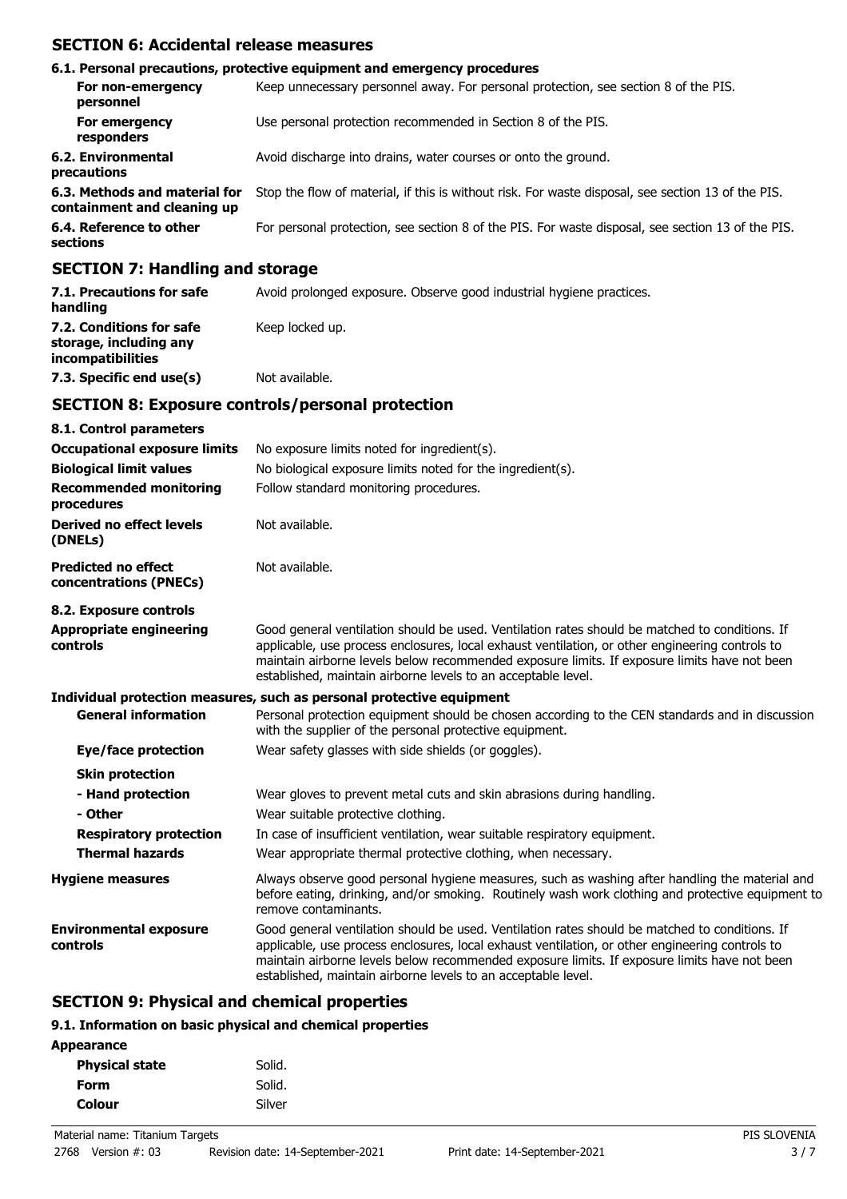## SECTION 6: Accidental release measures

### 6.1. Personal precautions, protective equipment and emergency procedures

| | |
|---|---|
| **For non-emergency personnel** | Keep unnecessary personnel away. For personal protection, see section 8 of the PIS. |
| **For emergency responders** | Use personal protection recommended in Section 8 of the PIS. |
| **6.2. Environmental precautions** | Avoid discharge into drains, water courses or onto the ground. |
| **6.3. Methods and material for containment and cleaning up** | Stop the flow of material, if this is without risk. For waste disposal, see section 13 of the PIS. |
| **6.4. Reference to other sections** | For personal protection, see section 8 of the PIS. For waste disposal, see section 13 of the PIS. |

## SECTION 7: Handling and storage

| | |
|---|---|
| **7.1. Precautions for safe handling** | Avoid prolonged exposure. Observe good industrial hygiene practices. |
| **7.2. Conditions for safe storage, including any incompatibilities** | Keep locked up. |
| **7.3. Specific end use(s)** | Not available. |

## SECTION 8: Exposure controls/personal protection

### 8.1. Control parameters

| | |
|---|---|
| **Occupational exposure limits** | No exposure limits noted for ingredient(s). |
| **Biological limit values** | No biological exposure limits noted for the ingredient(s). |
| **Recommended monitoring procedures** | Follow standard monitoring procedures. |
| **Derived no effect levels (DNELs)** | Not available. |
| **Predicted no effect concentrations (PNECs)** | Not available. |

### 8.2. Exposure controls

| | |
|---|---|
| **Appropriate engineering controls** | Good general ventilation should be used. Ventilation rates should be matched to conditions. If applicable, use process enclosures, local exhaust ventilation, or other engineering controls to maintain airborne levels below recommended exposure limits. If exposure limits have not been established, maintain airborne levels to an acceptable level. |

**Individual protection measures, such as personal protective equipment**

| | |
|---|---|
| **General information** | Personal protection equipment should be chosen according to the CEN standards and in discussion with the supplier of the personal protective equipment. |
| **Eye/face protection** | Wear safety glasses with side shields (or goggles). |
| **Skin protection** | |
| **- Hand protection** | Wear gloves to prevent metal cuts and skin abrasions during handling. |
| **- Other** | Wear suitable protective clothing. |
| **Respiratory protection** | In case of insufficient ventilation, wear suitable respiratory equipment. |
| **Thermal hazards** | Wear appropriate thermal protective clothing, when necessary. |
| **Hygiene measures** | Always observe good personal hygiene measures, such as washing after handling the material and before eating, drinking, and/or smoking. Routinely wash work clothing and protective equipment to remove contaminants. |
| **Environmental exposure controls** | Good general ventilation should be used. Ventilation rates should be matched to conditions. If applicable, use process enclosures, local exhaust ventilation, or other engineering controls to maintain airborne levels below recommended exposure limits. If exposure limits have not been established, maintain airborne levels to an acceptable level. |

## SECTION 9: Physical and chemical properties

### 9.1. Information on basic physical and chemical properties

**Appearance**

| | |
|---|---|
| **Physical state** | Solid. |
| **Form** | Solid. |
| **Colour** | Silver |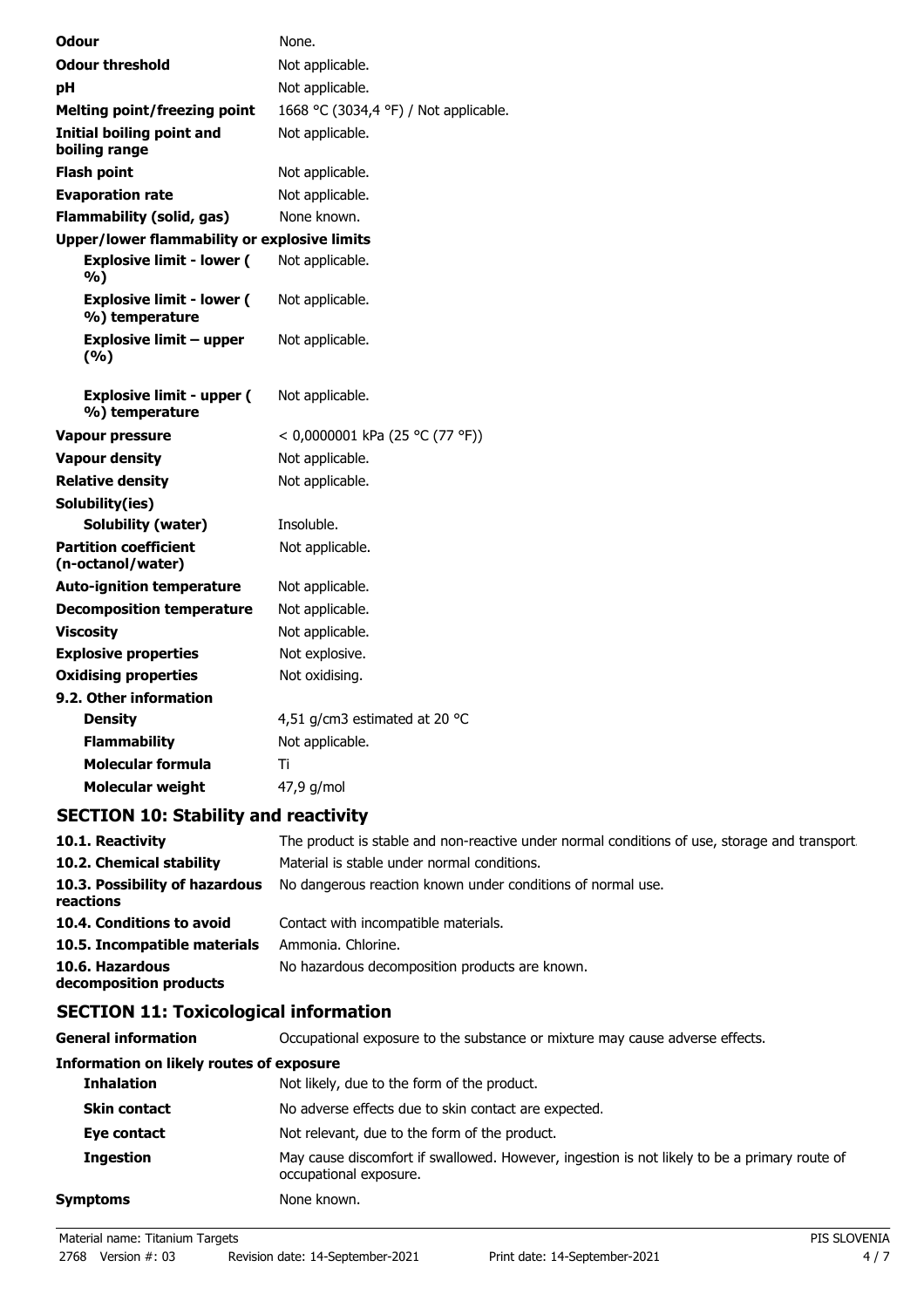| | |
|---|---|
| **Odour** | None. |
| **Odour threshold** | Not applicable. |
| **pH** | Not applicable. |
| **Melting point/freezing point** | 1668 °C (3034,4 °F) / Not applicable. |
| **Initial boiling point and boiling range** | Not applicable. |
| **Flash point** | Not applicable. |
| **Evaporation rate** | Not applicable. |
| **Flammability (solid, gas)** | None known. |
| **Upper/lower flammability or explosive limits** | |
| **Explosive limit - lower ( %)** | Not applicable. |
| **Explosive limit - lower ( %) temperature** | Not applicable. |
| **Explosive limit – upper (%)** | Not applicable. |
| **Explosive limit - upper ( %) temperature** | Not applicable. |
| **Vapour pressure** | < 0,0000001 kPa (25 °C (77 °F)) |
| **Vapour density** | Not applicable. |
| **Relative density** | Not applicable. |
| **Solubility(ies)** | |
| **Solubility (water)** | Insoluble. |
| **Partition coefficient (n-octanol/water)** | Not applicable. |
| **Auto-ignition temperature** | Not applicable. |
| **Decomposition temperature** | Not applicable. |
| **Viscosity** | Not applicable. |
| **Explosive properties** | Not explosive. |
| **Oxidising properties** | Not oxidising. |
| **9.2. Other information** | |
| **Density** | 4,51 g/cm3 estimated at 20 °C |
| **Flammability** | Not applicable. |
| **Molecular formula** | Ti |
| **Molecular weight** | 47,9 g/mol |

## SECTION 10: Stability and reactivity

| | |
|---|---|
| **10.1. Reactivity** | The product is stable and non-reactive under normal conditions of use, storage and transport. |
| **10.2. Chemical stability** | Material is stable under normal conditions. |
| **10.3. Possibility of hazardous reactions** | No dangerous reaction known under conditions of normal use. |
| **10.4. Conditions to avoid** | Contact with incompatible materials. |
| **10.5. Incompatible materials** | Ammonia. Chlorine. |
| **10.6. Hazardous decomposition products** | No hazardous decomposition products are known. |

## SECTION 11: Toxicological information

| | |
|---|---|
| **General information** | Occupational exposure to the substance or mixture may cause adverse effects. |
| **Information on likely routes of exposure** | |
| **Inhalation** | Not likely, due to the form of the product. |
| **Skin contact** | No adverse effects due to skin contact are expected. |
| **Eye contact** | Not relevant, due to the form of the product. |
| **Ingestion** | May cause discomfort if swallowed. However, ingestion is not likely to be a primary route of occupational exposure. |
| **Symptoms** | None known. |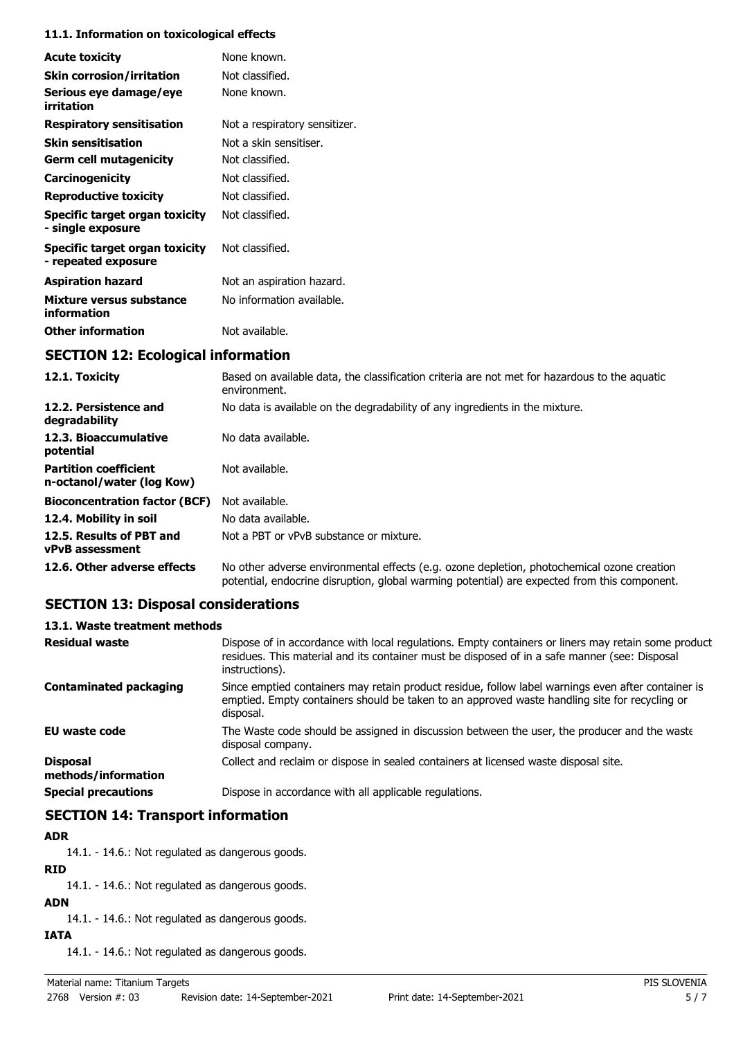#### 11.1. Information on toxicological effects

| | |
|---|---|
| **Acute toxicity** | None known. |
| **Skin corrosion/irritation** | Not classified. |
| **Serious eye damage/eye irritation** | None known. |
| **Respiratory sensitisation** | Not a respiratory sensitizer. |
| **Skin sensitisation** | Not a skin sensitiser. |
| **Germ cell mutagenicity** | Not classified. |
| **Carcinogenicity** | Not classified. |
| **Reproductive toxicity** | Not classified. |
| **Specific target organ toxicity - single exposure** | Not classified. |
| **Specific target organ toxicity - repeated exposure** | Not classified. |
| **Aspiration hazard** | Not an aspiration hazard. |
| **Mixture versus substance information** | No information available. |
| **Other information** | Not available. |

## SECTION 12: Ecological information

| | |
|---|---|
| **12.1. Toxicity** | Based on available data, the classification criteria are not met for hazardous to the aquatic environment. |
| **12.2. Persistence and degradability** | No data is available on the degradability of any ingredients in the mixture. |
| **12.3. Bioaccumulative potential** | No data available. |
| **Partition coefficient n-octanol/water (log Kow)** | Not available. |
| **Bioconcentration factor (BCF)** | Not available. |
| **12.4. Mobility in soil** | No data available. |
| **12.5. Results of PBT and vPvB assessment** | Not a PBT or vPvB substance or mixture. |
| **12.6. Other adverse effects** | No other adverse environmental effects (e.g. ozone depletion, photochemical ozone creation potential, endocrine disruption, global warming potential) are expected from this component. |

## SECTION 13: Disposal considerations

#### 13.1. Waste treatment methods

| | |
|---|---|
| **Residual waste** | Dispose of in accordance with local regulations. Empty containers or liners may retain some product residues. This material and its container must be disposed of in a safe manner (see: Disposal instructions). |
| **Contaminated packaging** | Since emptied containers may retain product residue, follow label warnings even after container is emptied. Empty containers should be taken to an approved waste handling site for recycling or disposal. |
| **EU waste code** | The Waste code should be assigned in discussion between the user, the producer and the waste disposal company. |
| **Disposal methods/information** | Collect and reclaim or dispose in sealed containers at licensed waste disposal site. |
| **Special precautions** | Dispose in accordance with all applicable regulations. |

## SECTION 14: Transport information

**ADR**

14.1. - 14.6.: Not regulated as dangerous goods.

**RID**

14.1. - 14.6.: Not regulated as dangerous goods.

**ADN**

14.1. - 14.6.: Not regulated as dangerous goods.

**IATA**

14.1. - 14.6.: Not regulated as dangerous goods.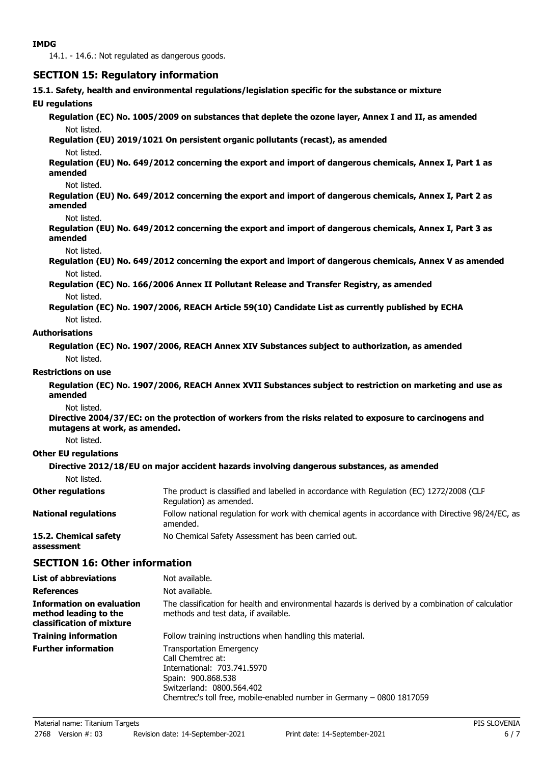**IMDG**

14.1. - 14.6.: Not regulated as dangerous goods.

## SECTION 15: Regulatory information

**15.1. Safety, health and environmental regulations/legislation specific for the substance or mixture**

**EU regulations**

**Regulation (EC) No. 1005/2009 on substances that deplete the ozone layer, Annex I and II, as amended**

Not listed.

**Regulation (EU) 2019/1021 On persistent organic pollutants (recast), as amended**

Not listed.

**Regulation (EU) No. 649/2012 concerning the export and import of dangerous chemicals, Annex I, Part 1 as amended**

Not listed.

**Regulation (EU) No. 649/2012 concerning the export and import of dangerous chemicals, Annex I, Part 2 as amended**

Not listed.

**Regulation (EU) No. 649/2012 concerning the export and import of dangerous chemicals, Annex I, Part 3 as amended**

Not listed.

**Regulation (EU) No. 649/2012 concerning the export and import of dangerous chemicals, Annex V as amended**

Not listed.

**Regulation (EC) No. 166/2006 Annex II Pollutant Release and Transfer Registry, as amended**

Not listed.

**Regulation (EC) No. 1907/2006, REACH Article 59(10) Candidate List as currently published by ECHA**

Not listed.

**Authorisations**

**Regulation (EC) No. 1907/2006, REACH Annex XIV Substances subject to authorization, as amended**

Not listed.

**Restrictions on use**

**Regulation (EC) No. 1907/2006, REACH Annex XVII Substances subject to restriction on marketing and use as amended**

Not listed.

**Directive 2004/37/EC: on the protection of workers from the risks related to exposure to carcinogens and mutagens at work, as amended.**

Not listed.

**Other EU regulations**

**Directive 2012/18/EU on major accident hazards involving dangerous substances, as amended**

Not listed.

**Other regulations** The product is classified and labelled in accordance with Regulation (EC) 1272/2008 (CLP Regulation) as amended.

**National regulations** Follow national regulation for work with chemical agents in accordance with Directive 98/24/EC, as amended.

**15.2. Chemical safety assessment** No Chemical Safety Assessment has been carried out.

## SECTION 16: Other information

**List of abbreviations** Not available.

**References** Not available.

**Information on evaluation method leading to the classification of mixture** The classification for health and environmental hazards is derived by a combination of calculation methods and test data, if available.

**Training information** Follow training instructions when handling this material.

**Further information** Transportation Emergency
Call Chemtrec at:
International: 703.741.5970
Spain: 900.868.538
Switzerland: 0800.564.402
Chemtrec's toll free, mobile-enabled number in Germany – 0800 1817059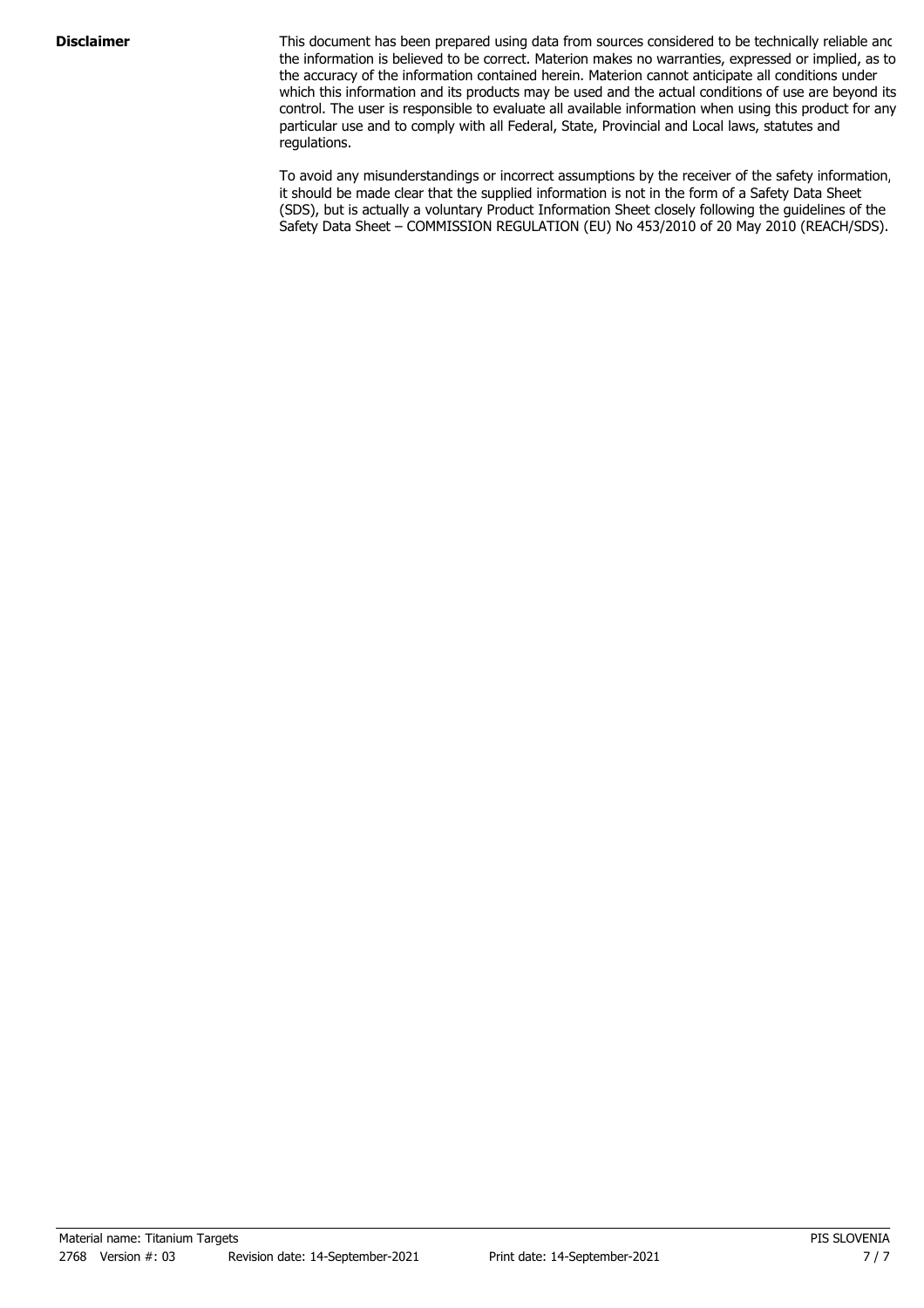**Disclaimer**

This document has been prepared using data from sources considered to be technically reliable and the information is believed to be correct. Materion makes no warranties, expressed or implied, as to the accuracy of the information contained herein. Materion cannot anticipate all conditions under which this information and its products may be used and the actual conditions of use are beyond its control. The user is responsible to evaluate all available information when using this product for any particular use and to comply with all Federal, State, Provincial and Local laws, statutes and regulations.

To avoid any misunderstandings or incorrect assumptions by the receiver of the safety information, it should be made clear that the supplied information is not in the form of a Safety Data Sheet (SDS), but is actually a voluntary Product Information Sheet closely following the guidelines of the Safety Data Sheet – COMMISSION REGULATION (EU) No 453/2010 of 20 May 2010 (REACH/SDS).